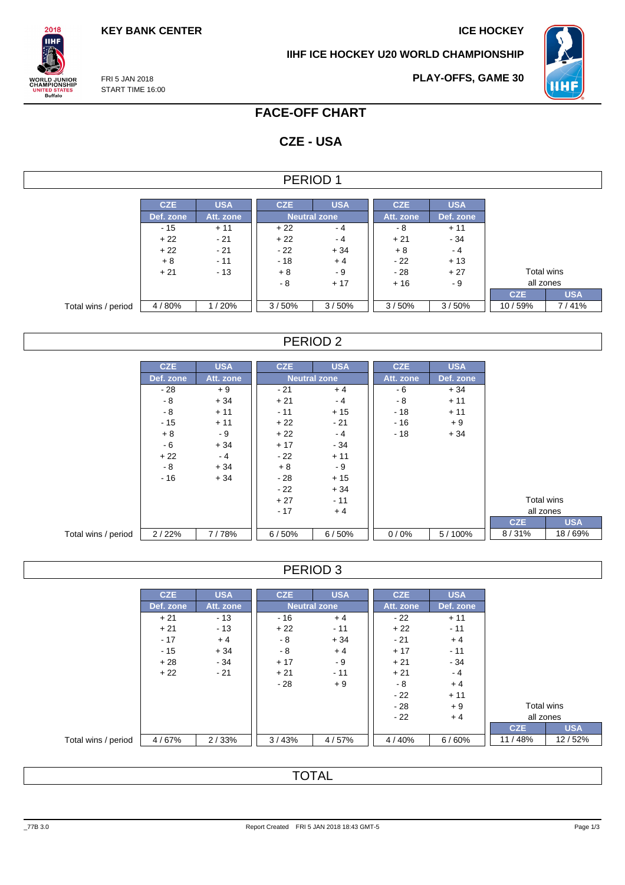KEY BANK CENTER

ICE HOCKEY

IIHF ICE HOCKEY U20 WORLD CHAMPIONSHIP

FRI 5 JAN 2018
START TIME 16:00

PLAY-OFFS, GAME 30

# FACE-OFF CHART

## CZE - USA

### PERIOD 1

| | CZE | USA | CZE | USA | CZE | USA | | |
|---|---|---|---|---|---|---|---|---|
| | Def. zone | Att. zone | Neutral zone | | Att. zone | Def. zone | | |
| | - 15 | + 11 | + 22 | - 4 | - 8 | + 11 | | |
| | + 22 | - 21 | + 22 | - 4 | + 21 | - 34 | | |
| | + 22 | - 21 | - 22 | + 34 | + 8 | - 4 | | |
| | + 8 | - 11 | - 18 | + 4 | - 22 | + 13 | | |
| | + 21 | - 13 | + 8 | - 9 | - 28 | + 27 | Total wins all zones | |
| | | | - 8 | + 17 | + 16 | - 9 | CZE | USA |
| Total wins / period | 4 / 80% | 1 / 20% | 3 / 50% | 3 / 50% | 3 / 50% | 3 / 50% | 10 / 59% | 7 / 41% |

### PERIOD 2

| | CZE | USA | CZE | USA | CZE | USA | | |
|---|---|---|---|---|---|---|---|---|
| | Def. zone | Att. zone | Neutral zone | | Att. zone | Def. zone | | |
| | - 28 | + 9 | - 21 | + 4 | - 6 | + 34 | | |
| | - 8 | + 34 | + 21 | - 4 | - 8 | + 11 | | |
| | - 8 | + 11 | - 11 | + 15 | - 18 | + 11 | | |
| | - 15 | + 11 | + 22 | - 21 | - 16 | + 9 | | |
| | + 8 | - 9 | + 22 | - 4 | - 18 | + 34 | | |
| | - 6 | + 34 | + 17 | - 34 | | | | |
| | + 22 | - 4 | - 22 | + 11 | | | | |
| | - 8 | + 34 | + 8 | - 9 | | | | |
| | - 16 | + 34 | - 28 | + 15 | | | | |
| | | | - 22 | + 34 | | | | |
| | | | + 27 | - 11 | | | Total wins all zones | |
| | | | - 17 | + 4 | | | CZE | USA |
| Total wins / period | 2 / 22% | 7 / 78% | 6 / 50% | 6 / 50% | 0 / 0% | 5 / 100% | 8 / 31% | 18 / 69% |

### PERIOD 3

| | CZE | USA | CZE | USA | CZE | USA | | |
|---|---|---|---|---|---|---|---|---|
| | Def. zone | Att. zone | Neutral zone | | Att. zone | Def. zone | | |
| | + 21 | - 13 | - 16 | + 4 | - 22 | + 11 | | |
| | + 21 | - 13 | + 22 | - 11 | + 22 | - 11 | | |
| | - 17 | + 4 | - 8 | + 34 | - 21 | + 4 | | |
| | - 15 | + 34 | - 8 | + 4 | + 17 | - 11 | | |
| | + 28 | - 34 | + 17 | - 9 | + 21 | - 34 | | |
| | + 22 | - 21 | + 21 | - 11 | + 21 | - 4 | | |
| | | | - 28 | + 9 | - 8 | + 4 | | |
| | | | | | - 22 | + 11 | | |
| | | | | | - 28 | + 9 | Total wins all zones | |
| | | | | | - 22 | + 4 | CZE | USA |
| Total wins / period | 4 / 67% | 2 / 33% | 3 / 43% | 4 / 57% | 4 / 40% | 6 / 60% | 11 / 48% | 12 / 52% |

### TOTAL

_77B 3.0 Report Created FRI 5 JAN 2018 18:43 GMT-5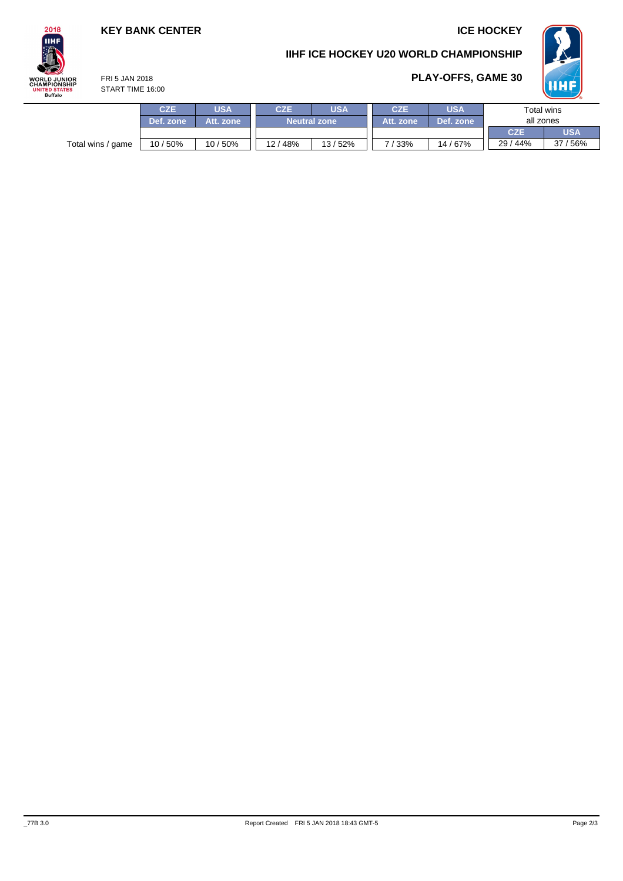**KEY BANK CENTER** **ICE HOCKEY**

## IIHF ICE HOCKEY U20 WORLD CHAMPIONSHIP

FRI 5 JAN 2018
START TIME 16:00

## PLAY-OFFS, GAME 30

| | CZE | USA | CZE | USA | CZE | USA | Total wins all zones | |
|---|---|---|---|---|---|---|---|---|
| | Def. zone | Att. zone | Neutral zone | | Att. zone | Def. zone | CZE | USA |
| Total wins / game | 10 / 50% | 10 / 50% | 12 / 48% | 13 / 52% | 7 / 33% | 14 / 67% | 29 / 44% | 37 / 56% |

_77B 3.0 Report Created FRI 5 JAN 2018 18:43 GMT-5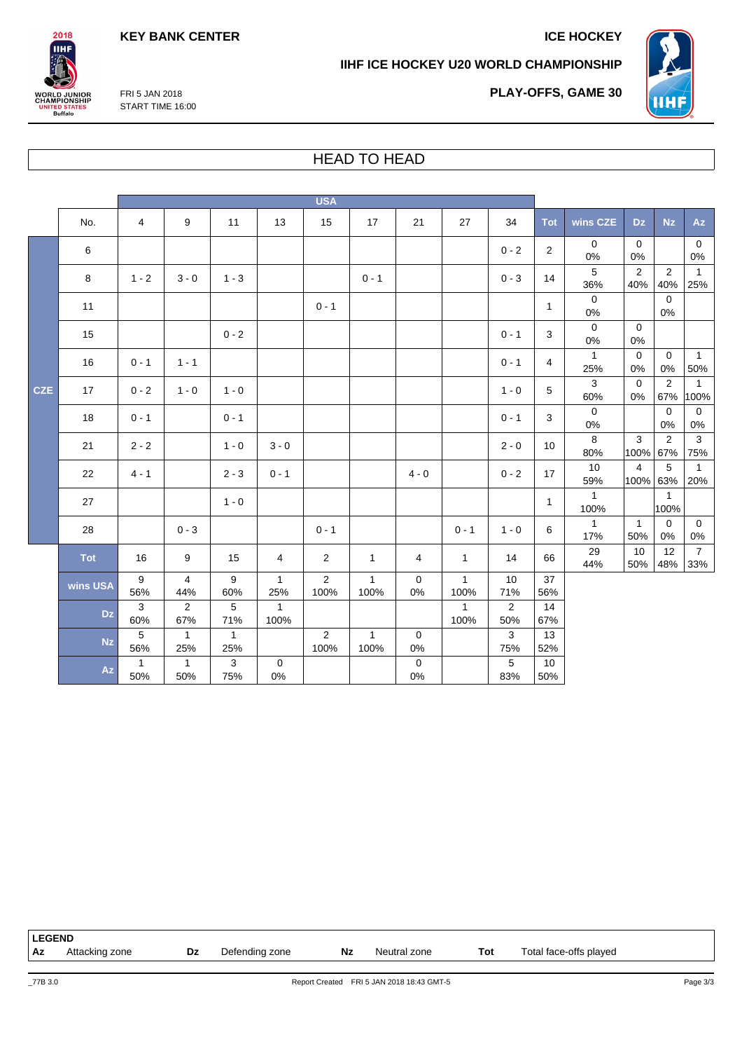KEY BANK CENTER

ICE HOCKEY

IIHF ICE HOCKEY U20 WORLD CHAMPIONSHIP

FRI 5 JAN 2018
START TIME 16:00

PLAY-OFFS, GAME 30

# HEAD TO HEAD

| | | USA | | | | | | | | | | | | | |
|---|---|---|---|---|---|---|---|---|---|---|---|---|---|---|---|
| | No. | 4 | 9 | 11 | 13 | 15 | 17 | 21 | 27 | 34 | Tot | wins CZE | Dz | Nz | Az |
| CZE | 6 | | | | | | | | | 0 - 2 | 2 | 0 0% | 0 0% | | 0 0% |
| | 8 | 1 - 2 | 3 - 0 | 1 - 3 | | | 0 - 1 | | | 0 - 3 | 14 | 5 36% | 2 40% | 2 40% | 1 25% |
| | 11 | | | | | 0 - 1 | | | | | 1 | 0 0% | | 0 0% | |
| | 15 | | | 0 - 2 | | | | | | 0 - 1 | 3 | 0 0% | 0 0% | | |
| | 16 | 0 - 1 | 1 - 1 | | | | | | | 0 - 1 | 4 | 1 25% | 0 0% | 0 0% | 1 50% |
| | 17 | 0 - 2 | 1 - 0 | 1 - 0 | | | | | | 1 - 0 | 5 | 3 60% | 0 0% | 2 67% | 1 100% |
| | 18 | 0 - 1 | | 0 - 1 | | | | | | 0 - 1 | 3 | 0 0% | | 0 0% | 0 0% |
| | 21 | 2 - 2 | | 1 - 0 | 3 - 0 | | | | | 2 - 0 | 10 | 8 80% | 3 100% | 2 67% | 3 75% |
| | 22 | 4 - 1 | | 2 - 3 | 0 - 1 | | | 4 - 0 | | 0 - 2 | 17 | 10 59% | 4 100% | 5 63% | 1 20% |
| | 27 | | | 1 - 0 | | | | | | | 1 | 1 100% | | 1 100% | |
| | 28 | | 0 - 3 | | | 0 - 1 | | | 0 - 1 | 1 - 0 | 6 | 1 17% | 1 50% | 0 0% | 0 0% |
| | Tot | 16 | 9 | 15 | 4 | 2 | 1 | 4 | 1 | 14 | 66 | 29 44% | 10 50% | 12 48% | 7 33% |
| | wins USA | 9 56% | 4 44% | 9 60% | 1 25% | 2 100% | 1 100% | 0 0% | 1 100% | 10 71% | 37 56% | | | | |
| | Dz | 3 60% | 2 67% | 5 71% | 1 100% | | | | 1 100% | 2 50% | 14 67% | | | | |
| | Nz | 5 56% | 1 25% | 1 25% | | 2 100% | 1 100% | 0 0% | | 3 75% | 13 52% | | | | |
| | Az | 1 50% | 1 50% | 3 75% | 0 0% | | | 0 0% | | 5 83% | 10 50% | | | | |

**LEGEND**

| | | | | | | | |
|---|---|---|---|---|---|---|---|
| **Az** | Attacking zone | **Dz** | Defending zone | **Nz** | Neutral zone | **Tot** | Total face-offs played |

_77B 3.0 Report Created FRI 5 JAN 2018 18:43 GMT-5